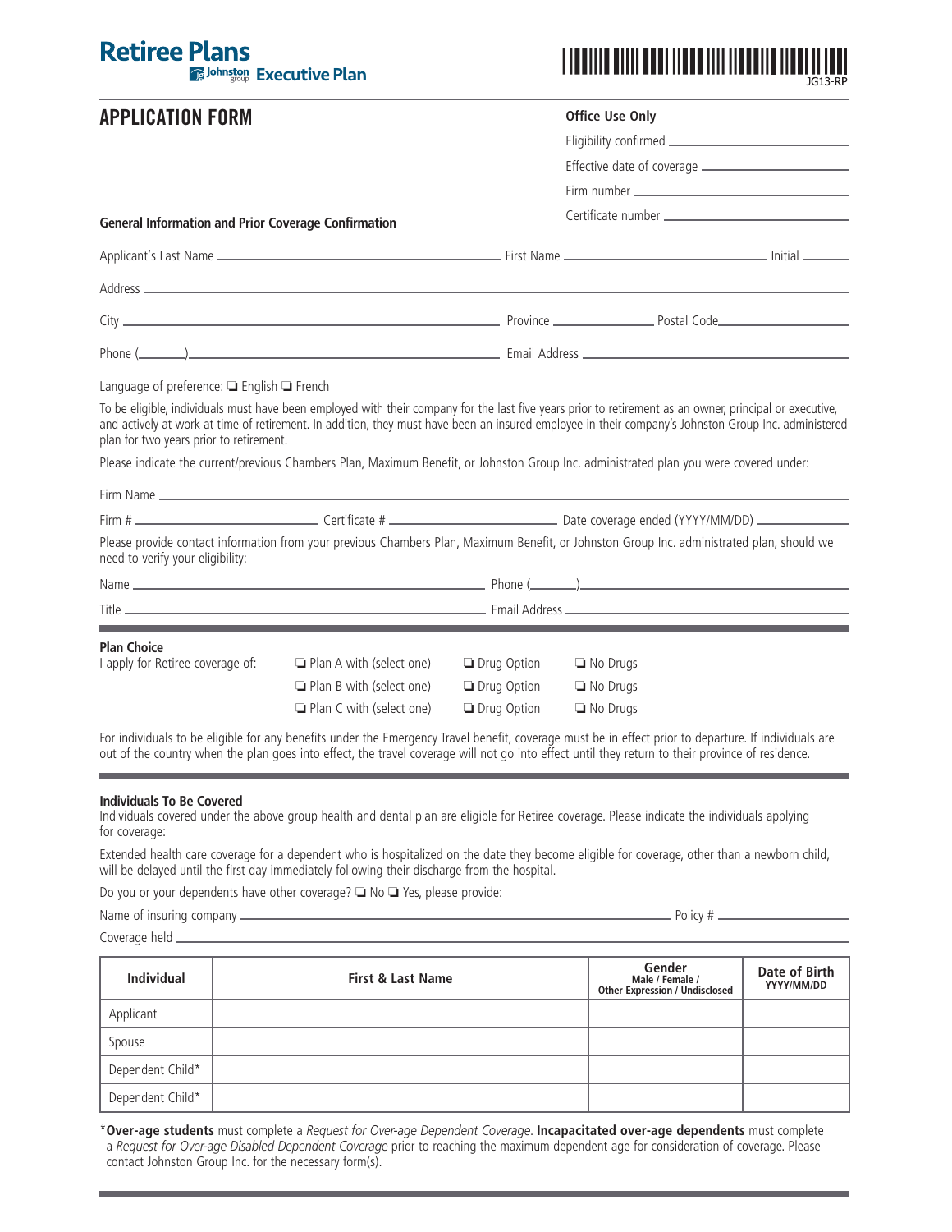# Retiree Plans

Johnston group **Executive Plan**

JG13-RP

## APPLICATION FORM

**Office Use Only**

Eligibility confirmed ______________________

Effective date of coverage ______________________

Firm number ______________________

Certificate number ______________________

**General Information and Prior Coverage Confirmation**

Applicant's Last Name ______________________ First Name ______________________ Initial ________

Address ______________________________________________

City ______________________ Province ______________ Postal Code______________

Phone (______)______________________ Email Address ______________________

Language of preference: ❑ English ❑ French

To be eligible, individuals must have been employed with their company for the last five years prior to retirement as an owner, principal or executive, and actively at work at time of retirement. In addition, they must have been an insured employee in their company's Johnston Group Inc. administered plan for two years prior to retirement.

Please indicate the current/previous Chambers Plan, Maximum Benefit, or Johnston Group Inc. administrated plan you were covered under:

Firm Name ______________________________________________

Firm # ______________________ Certificate # ______________________ Date coverage ended (YYYY/MM/DD) ______________

Please provide contact information from your previous Chambers Plan, Maximum Benefit, or Johnston Group Inc. administrated plan, should we need to verify your eligibility:

Name ______________________ Phone (______)______________________

Title ______________________ Email Address ______________________

**Plan Choice**

I apply for Retiree coverage of:

- ❑ Plan A with (select one) ❑ Drug Option ❑ No Drugs
- ❑ Plan B with (select one) ❑ Drug Option ❑ No Drugs
- ❑ Plan C with (select one) ❑ Drug Option ❑ No Drugs

For individuals to be eligible for any benefits under the Emergency Travel benefit, coverage must be in effect prior to departure. If individuals are out of the country when the plan goes into effect, the travel coverage will not go into effect until they return to their province of residence.

**Individuals To Be Covered**

Individuals covered under the above group health and dental plan are eligible for Retiree coverage. Please indicate the individuals applying for coverage:

Extended health care coverage for a dependent who is hospitalized on the date they become eligible for coverage, other than a newborn child, will be delayed until the first day immediately following their discharge from the hospital.

Do you or your dependents have other coverage? ❑ No ❑ Yes, please provide:

Name of insuring company ______________________________________________ Policy # ______________

Coverage held ______________________________________________

| Individual | First & Last Name | Gender<br>Male / Female / Other Expression / Undisclosed | Date of Birth<br>YYYY/MM/DD |
|---|---|---|---|
| Applicant | | | |
| Spouse | | | |
| Dependent Child* | | | |
| Dependent Child* | | | |

*__Over-age students__ must complete a *Request for Over-age Dependent Coverage*. **Incapacitated over-age dependents** must complete a *Request for Over-age Disabled Dependent Coverage* prior to reaching the maximum dependent age for consideration of coverage. Please contact Johnston Group Inc. for the necessary form(s).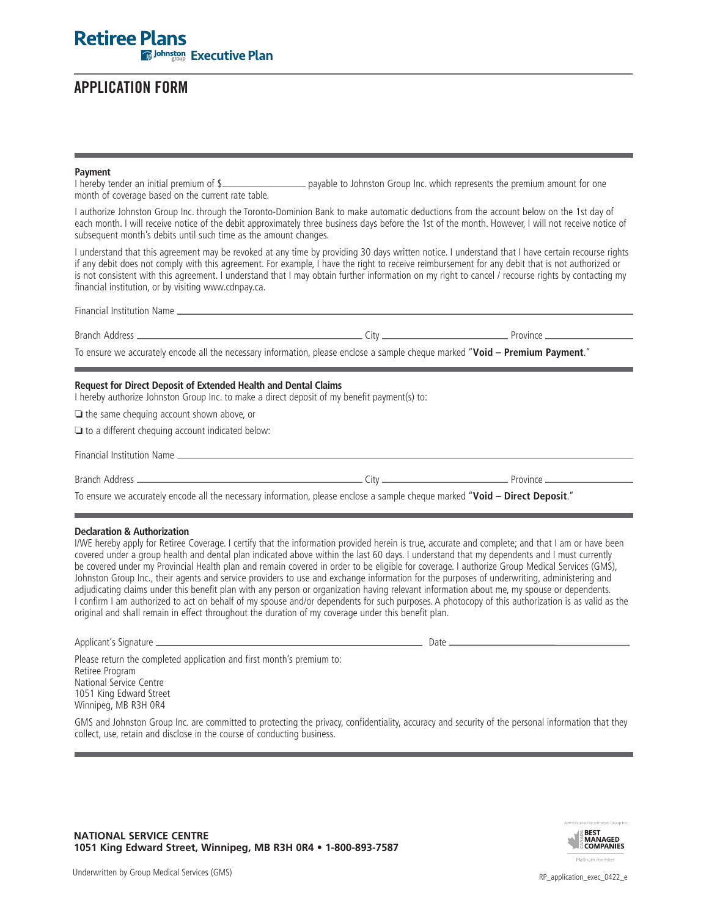**Retiree Plans**
**Johnston group Executive Plan**

# APPLICATION FORM

**Payment**

I hereby tender an initial premium of $\_\_\_\_\_\_\_\_\_\_\_\_\_\_\_ payable to Johnston Group Inc. which represents the premium amount for one month of coverage based on the current rate table.

I authorize Johnston Group Inc. through the Toronto-Dominion Bank to make automatic deductions from the account below on the 1st day of each month. I will receive notice of the debit approximately three business days before the 1st of the month. However, I will not receive notice of subsequent month's debits until such time as the amount changes.

I understand that this agreement may be revoked at any time by providing 30 days written notice. I understand that I have certain recourse rights if any debit does not comply with this agreement. For example, I have the right to receive reimbursement for any debit that is not authorized or is not consistent with this agreement. I understand that I may obtain further information on my right to cancel / recourse rights by contacting my financial institution, or by visiting www.cdnpay.ca.

Financial Institution Name \_\_\_\_\_\_\_\_\_\_\_\_\_\_\_\_\_\_\_\_\_\_\_\_\_\_\_\_\_\_\_\_\_\_\_\_\_\_\_\_

Branch Address \_\_\_\_\_\_\_\_\_\_\_\_\_\_\_\_\_\_\_\_\_\_\_\_ City \_\_\_\_\_\_\_\_\_\_\_\_\_\_\_ Province \_\_\_\_\_\_\_\_\_\_\_\_

To ensure we accurately encode all the necessary information, please enclose a sample cheque marked "**Void – Premium Payment**."

**Request for Direct Deposit of Extended Health and Dental Claims**

I hereby authorize Johnston Group Inc. to make a direct deposit of my benefit payment(s) to:

- ☐ the same chequing account shown above, or
- ☐ to a different chequing account indicated below:

Financial Institution Name \_\_\_\_\_\_\_\_\_\_\_\_\_\_\_\_\_\_\_\_\_\_\_\_\_\_\_\_\_\_\_\_\_\_\_\_\_\_\_\_

Branch Address \_\_\_\_\_\_\_\_\_\_\_\_\_\_\_\_\_\_\_\_\_\_\_\_ City \_\_\_\_\_\_\_\_\_\_\_\_\_\_\_ Province \_\_\_\_\_\_\_\_\_\_\_\_

To ensure we accurately encode all the necessary information, please enclose a sample cheque marked "**Void – Direct Deposit**."

**Declaration & Authorization**

I/WE hereby apply for Retiree Coverage. I certify that the information provided herein is true, accurate and complete; and that I am or have been covered under a group health and dental plan indicated above within the last 60 days. I understand that my dependents and I must currently be covered under my Provincial Health plan and remain covered in order to be eligible for coverage. I authorize Group Medical Services (GMS), Johnston Group Inc., their agents and service providers to use and exchange information for the purposes of underwriting, administering and adjudicating claims under this benefit plan with any person or organization having relevant information about me, my spouse or dependents. I confirm I am authorized to act on behalf of my spouse and/or dependents for such purposes. A photocopy of this authorization is as valid as the original and shall remain in effect throughout the duration of my coverage under this benefit plan.

Applicant's Signature \_\_\_\_\_\_\_\_\_\_\_\_\_\_\_\_\_\_\_\_\_\_\_\_\_\_\_\_\_\_ Date \_\_\_\_\_\_\_\_\_\_\_\_\_\_\_\_\_\_

Please return the completed application and first month's premium to:
Retiree Program
National Service Centre
1051 King Edward Street
Winnipeg, MB R3H 0R4

GMS and Johnston Group Inc. are committed to protecting the privacy, confidentiality, accuracy and security of the personal information that they collect, use, retain and disclose in the course of conducting business.

**NATIONAL SERVICE CENTRE**
**1051 King Edward Street, Winnipeg, MB R3H 0R4 • 1-800-893-7587**

Administered by Johnston Group Inc.
CANADA'S BEST MANAGED COMPANIES
Platinum member

Underwritten by Group Medical Services (GMS)

RP_application_exec_0422_e